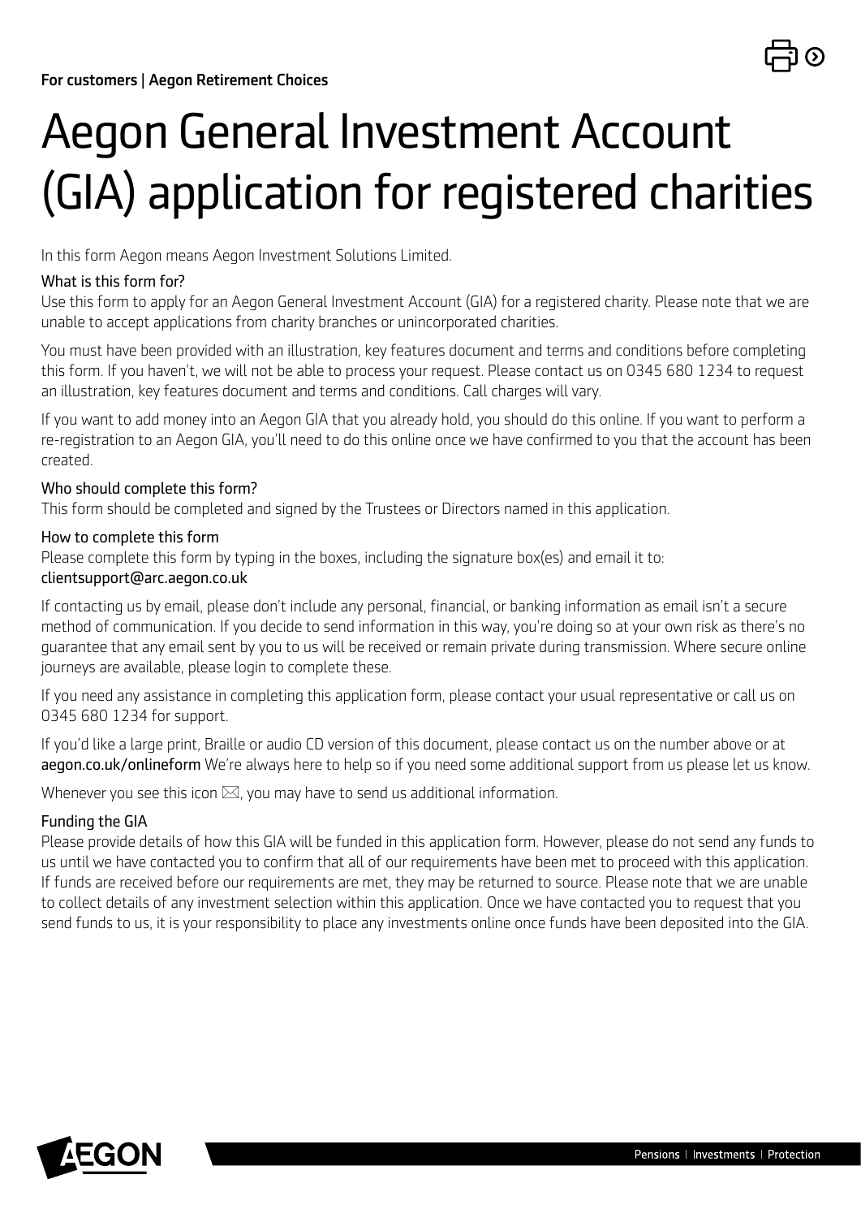For customers | Aegon Retirement Choices

# Aegon General Investment Account (GIA) application for registered charities

In this form Aegon means Aegon Investment Solutions Limited.

### What is this form for?

Use this form to apply for an Aegon General Investment Account (GIA) for a registered charity. Please note that we are unable to accept applications from charity branches or unincorporated charities.

You must have been provided with an illustration, key features document and terms and conditions before completing this form. If you haven't, we will not be able to process your request. Please contact us on 0345 680 1234 to request an illustration, key features document and terms and conditions. Call charges will vary.

If you want to add money into an Aegon GIA that you already hold, you should do this online. If you want to perform a re-registration to an Aegon GIA, you'll need to do this online once we have confirmed to you that the account has been created.

### Who should complete this form?

This form should be completed and signed by the Trustees or Directors named in this application.

### How to complete this form

Please complete this form by typing in the boxes, including the signature box(es) and email it to:
clientsupport@arc.aegon.co.uk

If contacting us by email, please don't include any personal, financial, or banking information as email isn't a secure method of communication. If you decide to send information in this way, you're doing so at your own risk as there's no guarantee that any email sent by you to us will be received or remain private during transmission. Where secure online journeys are available, please login to complete these.

If you need any assistance in completing this application form, please contact your usual representative or call us on 0345 680 1234 for support.

If you'd like a large print, Braille or audio CD version of this document, please contact us on the number above or at **aegon.co.uk/onlineform** We're always here to help so if you need some additional support from us please let us know.

Whenever you see this icon ✉, you may have to send us additional information.

### Funding the GIA

Please provide details of how this GIA will be funded in this application form. However, please do not send any funds to us until we have contacted you to confirm that all of our requirements have been met to proceed with this application. If funds are received before our requirements are met, they may be returned to source. Please note that we are unable to collect details of any investment selection within this application. Once we have contacted you to request that you send funds to us, it is your responsibility to place any investments online once funds have been deposited into the GIA.

Pensions | Investments | Protection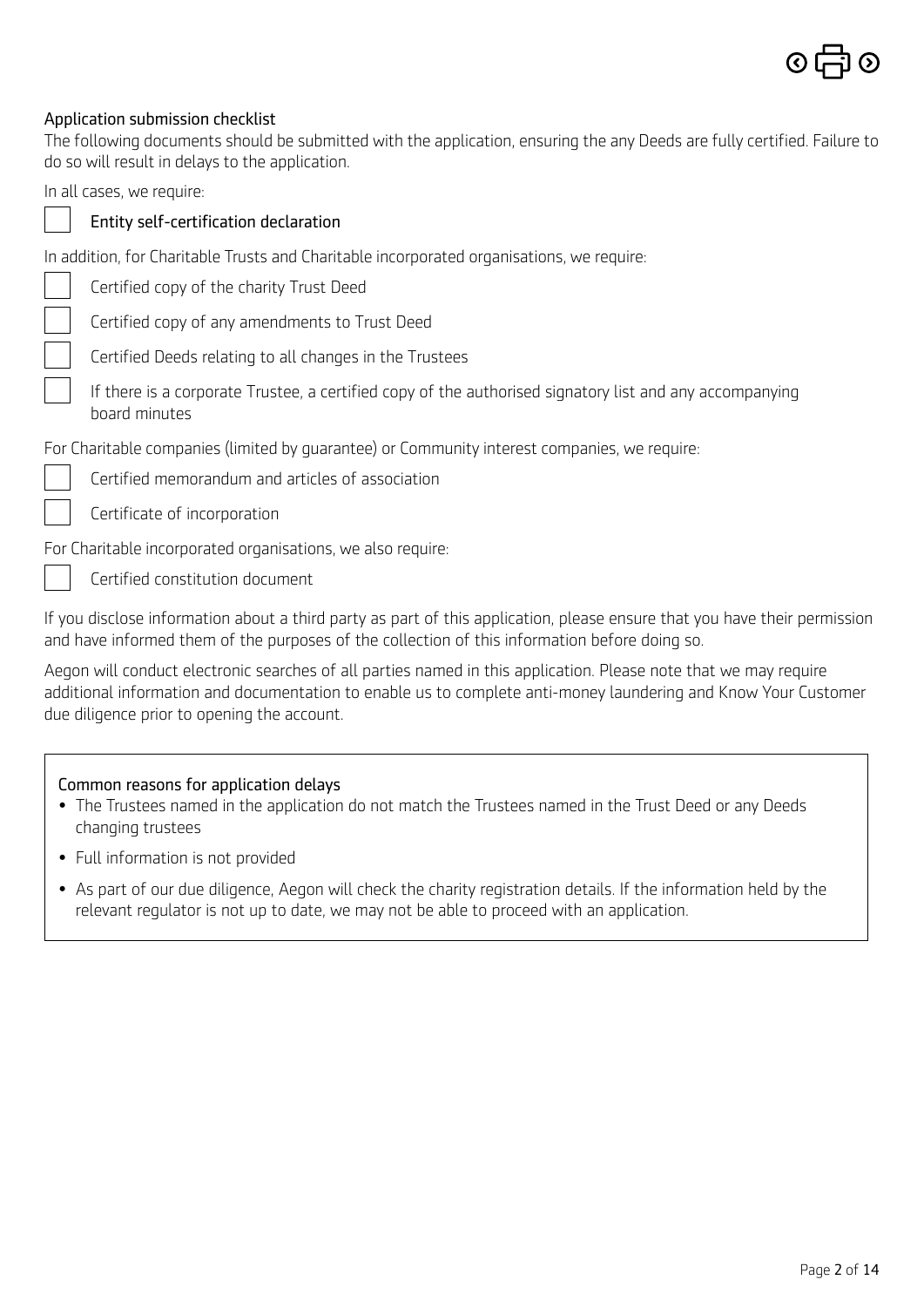## Application submission checklist

The following documents should be submitted with the application, ensuring the any Deeds are fully certified. Failure to do so will result in delays to the application.

In all cases, we require:

- [ ] Entity self-certification declaration

In addition, for Charitable Trusts and Charitable incorporated organisations, we require:

- [ ] Certified copy of the charity Trust Deed
- [ ] Certified copy of any amendments to Trust Deed
- [ ] Certified Deeds relating to all changes in the Trustees
- [ ] If there is a corporate Trustee, a certified copy of the authorised signatory list and any accompanying board minutes

For Charitable companies (limited by guarantee) or Community interest companies, we require:

- [ ] Certified memorandum and articles of association
- [ ] Certificate of incorporation

For Charitable incorporated organisations, we also require:

- [ ] Certified constitution document

If you disclose information about a third party as part of this application, please ensure that you have their permission and have informed them of the purposes of the collection of this information before doing so.

Aegon will conduct electronic searches of all parties named in this application. Please note that we may require additional information and documentation to enable us to complete anti-money laundering and Know Your Customer due diligence prior to opening the account.

### Common reasons for application delays

- The Trustees named in the application do not match the Trustees named in the Trust Deed or any Deeds changing trustees
- Full information is not provided
- As part of our due diligence, Aegon will check the charity registration details. If the information held by the relevant regulator is not up to date, we may not be able to proceed with an application.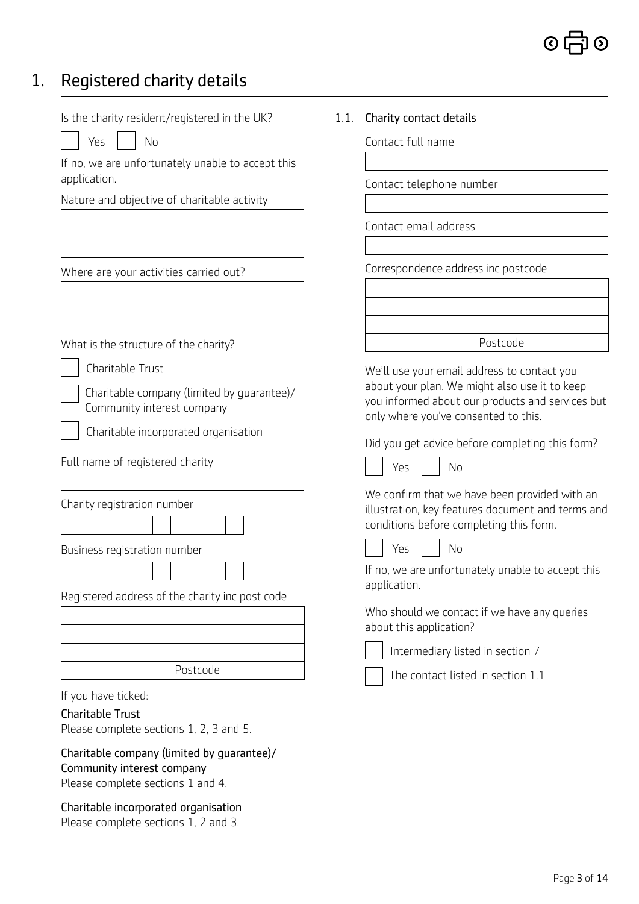# 1. Registered charity details

Is the charity resident/registered in the UK?

☐ Yes ☐ No

If no, we are unfortunately unable to accept this application.

Nature and objective of charitable activity

Where are your activities carried out?

What is the structure of the charity?

☐ Charitable Trust

☐ Charitable company (limited by guarantee)/ Community interest company

☐ Charitable incorporated organisation

Full name of registered charity

Charity registration number

Business registration number

Registered address of the charity inc post code

Postcode

If you have ticked:

Charitable Trust
Please complete sections 1, 2, 3 and 5.

Charitable company (limited by guarantee)/ Community interest company
Please complete sections 1 and 4.

Charitable incorporated organisation
Please complete sections 1, 2 and 3.

## 1.1. Charity contact details

Contact full name

Contact telephone number

Contact email address

Correspondence address inc postcode

Postcode

We'll use your email address to contact you about your plan. We might also use it to keep you informed about our products and services but only where you've consented to this.

Did you get advice before completing this form?

☐ Yes ☐ No

We confirm that we have been provided with an illustration, key features document and terms and conditions before completing this form.

☐ Yes ☐ No

If no, we are unfortunately unable to accept this application.

Who should we contact if we have any queries about this application?

☐ Intermediary listed in section 7

☐ The contact listed in section 1.1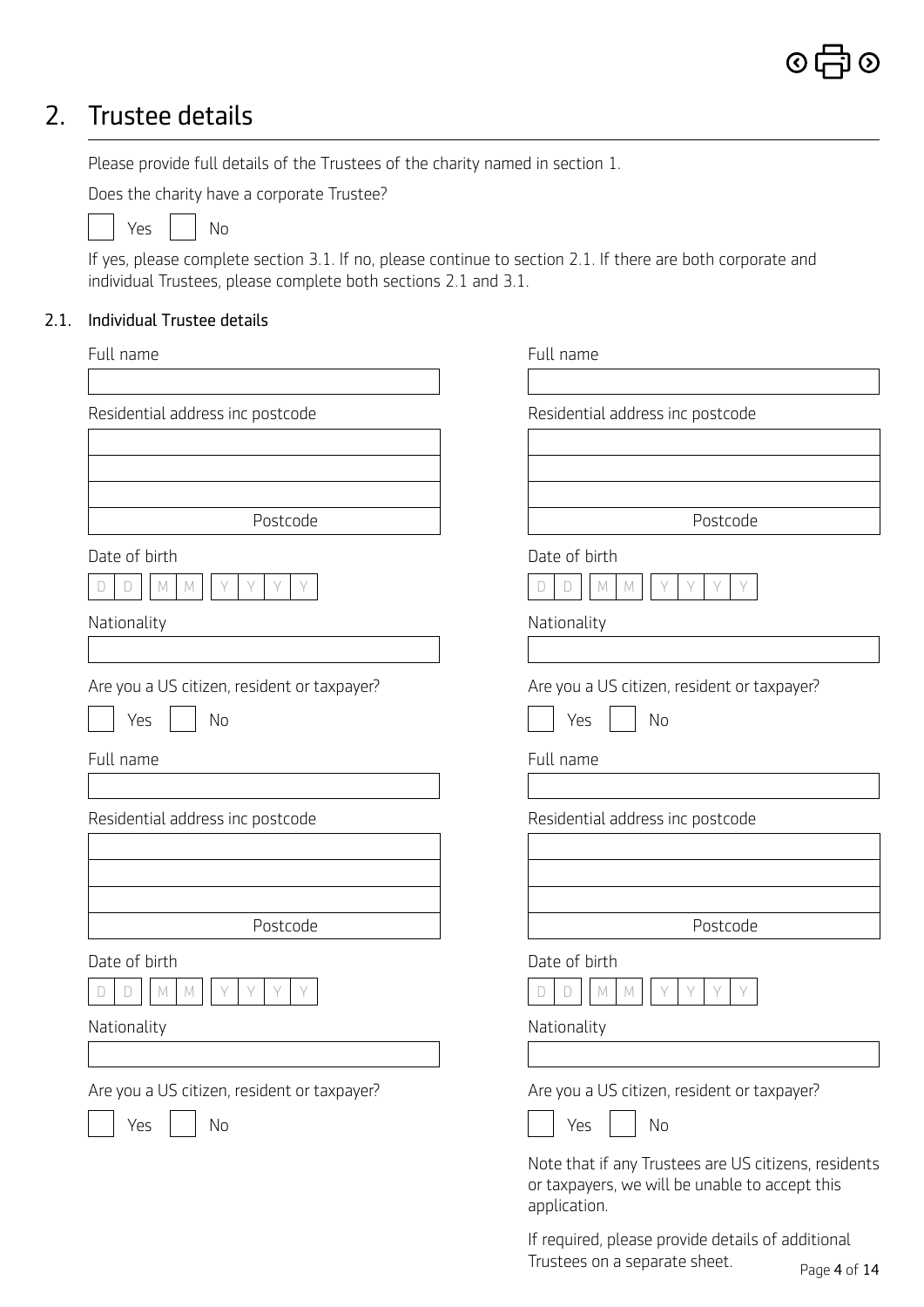## 2. Trustee details

Please provide full details of the Trustees of the charity named in section 1.

Does the charity have a corporate Trustee?

☐ Yes ☐ No

If yes, please complete section 3.1. If no, please continue to section 2.1. If there are both corporate and individual Trustees, please complete both sections 2.1 and 3.1.

### 2.1. Individual Trustee details

Full name

Residential address inc postcode

Postcode

Date of birth

D D | M M | Y Y Y Y

Nationality

Are you a US citizen, resident or taxpayer?

☐ Yes ☐ No

Full name

Residential address inc postcode

Postcode

Date of birth

D D | M M | Y Y Y Y

Nationality

Are you a US citizen, resident or taxpayer?

☐ Yes ☐ No

Full name

Residential address inc postcode

Postcode

Date of birth

D D | M M | Y Y Y Y

Nationality

Are you a US citizen, resident or taxpayer?

☐ Yes ☐ No

Full name

Residential address inc postcode

Postcode

Date of birth

D D | M M | Y Y Y Y

Nationality

Are you a US citizen, resident or taxpayer?

☐ Yes ☐ No

Note that if any Trustees are US citizens, residents or taxpayers, we will be unable to accept this application.

If required, please provide details of additional Trustees on a separate sheet.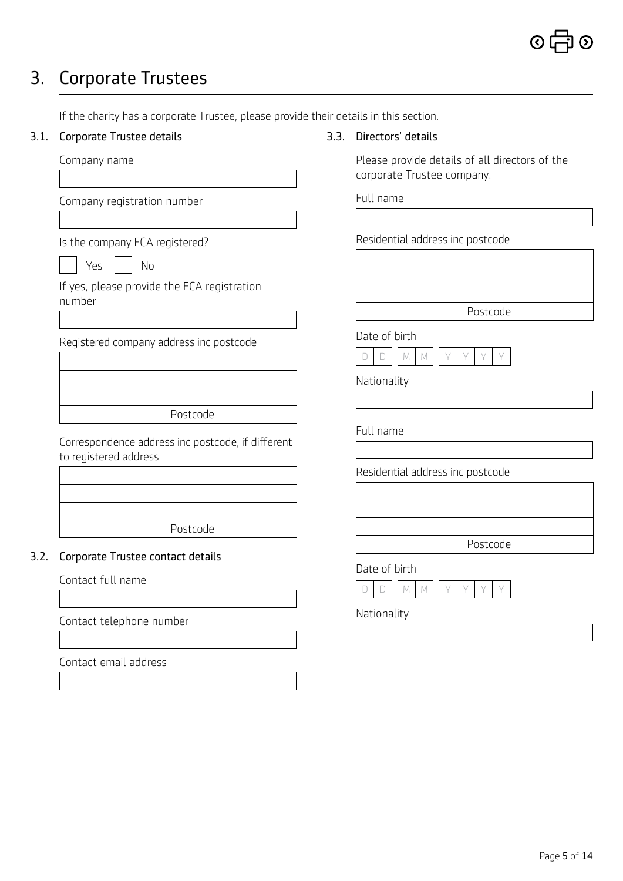# 3. Corporate Trustees

If the charity has a corporate Trustee, please provide their details in this section.

## 3.1. Corporate Trustee details

Company name

Company registration number

Is the company FCA registered?

☐ Yes ☐ No

If yes, please provide the FCA registration number

Registered company address inc postcode

Postcode

Correspondence address inc postcode, if different to registered address

Postcode

## 3.2. Corporate Trustee contact details

Contact full name

Contact telephone number

Contact email address

## 3.3. Directors' details

Please provide details of all directors of the corporate Trustee company.

Full name

Residential address inc postcode

Postcode

Date of birth

D D M M Y Y Y Y

Nationality

Full name

Residential address inc postcode

Postcode

Date of birth

D D M M Y Y Y Y

Nationality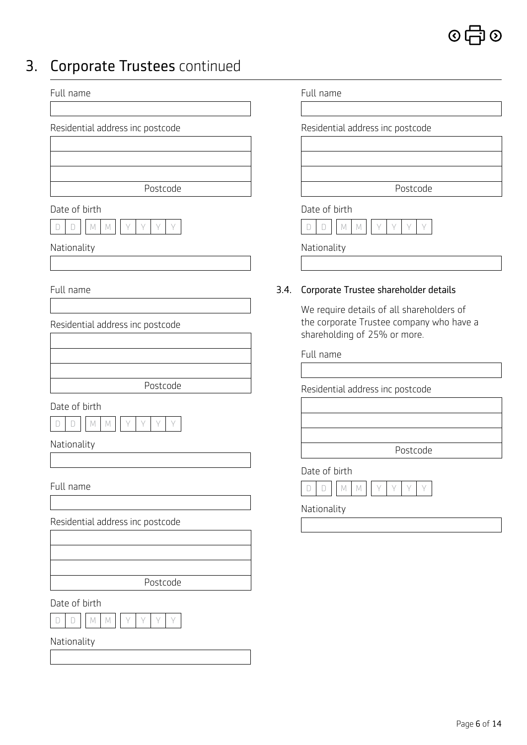# 3. Corporate Trustees continued

Full name

Residential address inc postcode

Postcode

Date of birth

D D M M Y Y Y Y

Nationality

Full name

Residential address inc postcode

Postcode

Date of birth

D D M M Y Y Y Y

Nationality

Full name

Residential address inc postcode

Postcode

Date of birth

D D M M Y Y Y Y

Nationality

Full name

Residential address inc postcode

Postcode

Date of birth

D D M M Y Y Y Y

Nationality

## 3.4. Corporate Trustee shareholder details

We require details of all shareholders of the corporate Trustee company who have a shareholding of 25% or more.

Full name

Residential address inc postcode

Postcode

Date of birth

D D M M Y Y Y Y

Nationality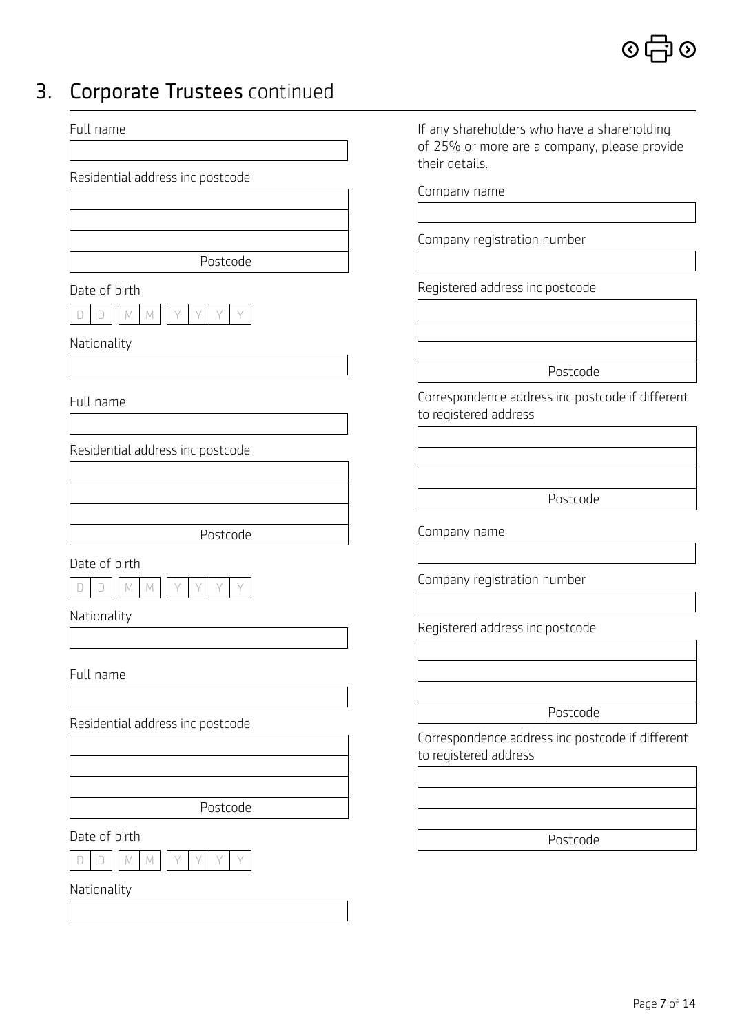## 3. Corporate Trustees continued

Full name

Residential address inc postcode

Postcode

Date of birth

D D M M Y Y Y Y

Nationality

Full name

Residential address inc postcode

Postcode

Date of birth

D D M M Y Y Y Y

Nationality

Full name

Residential address inc postcode

Postcode

Date of birth

D D M M Y Y Y Y

Nationality

If any shareholders who have a shareholding of 25% or more are a company, please provide their details.

Company name

Company registration number

Registered address inc postcode

Postcode

Correspondence address inc postcode if different to registered address

Postcode

Company name

Company registration number

Registered address inc postcode

Postcode

Correspondence address inc postcode if different to registered address

Postcode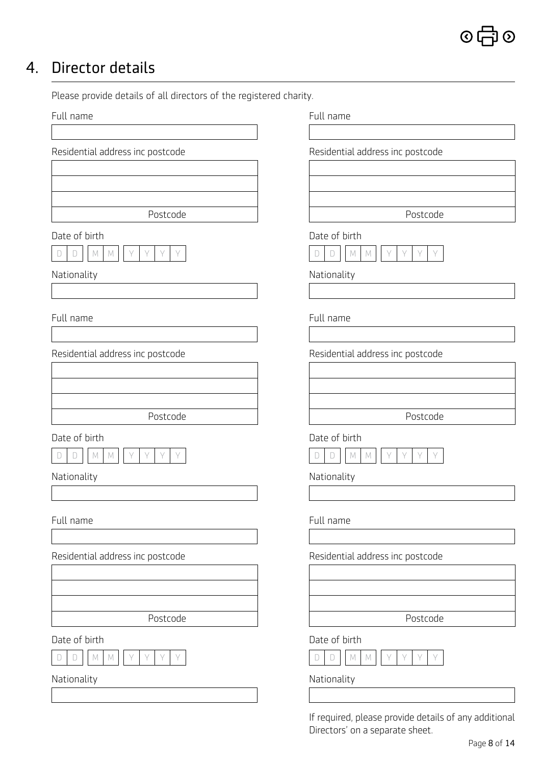## 4. Director details

Please provide details of all directors of the registered charity.

Full name

Residential address inc postcode

Postcode

Date of birth

D D M M Y Y Y Y

Nationality

Full name

Residential address inc postcode

Postcode

Date of birth

D D M M Y Y Y Y

Nationality

Full name

Residential address inc postcode

Postcode

Date of birth

D D M M Y Y Y Y

Nationality

Full name

Residential address inc postcode

Postcode

Date of birth

D D M M Y Y Y Y

Nationality

Full name

Residential address inc postcode

Postcode

Date of birth

D D M M Y Y Y Y

Nationality

Full name

Residential address inc postcode

Postcode

Date of birth

D D M M Y Y Y Y

Nationality

If required, please provide details of any additional Directors' on a separate sheet.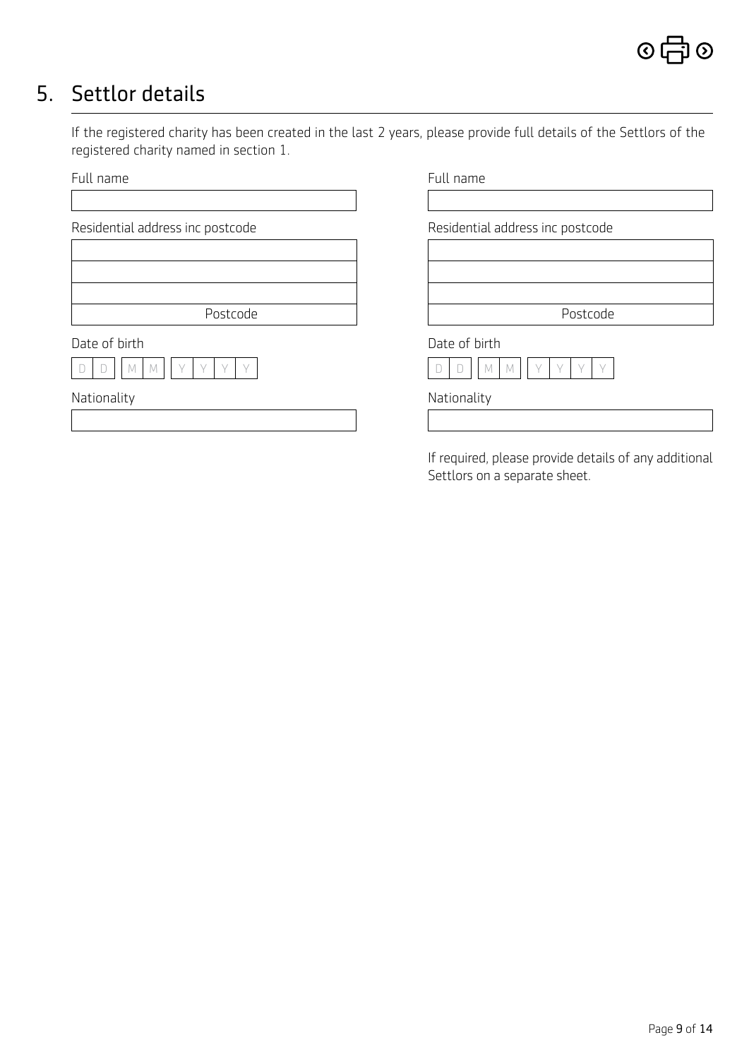## 5. Settlor details

If the registered charity has been created in the last 2 years, please provide full details of the Settlors of the registered charity named in section 1.

Full name

Residential address inc postcode

Postcode

Date of birth

D D M M Y Y Y Y

Nationality

Full name

Residential address inc postcode

Postcode

Date of birth

D D M M Y Y Y Y

Nationality

If required, please provide details of any additional Settlors on a separate sheet.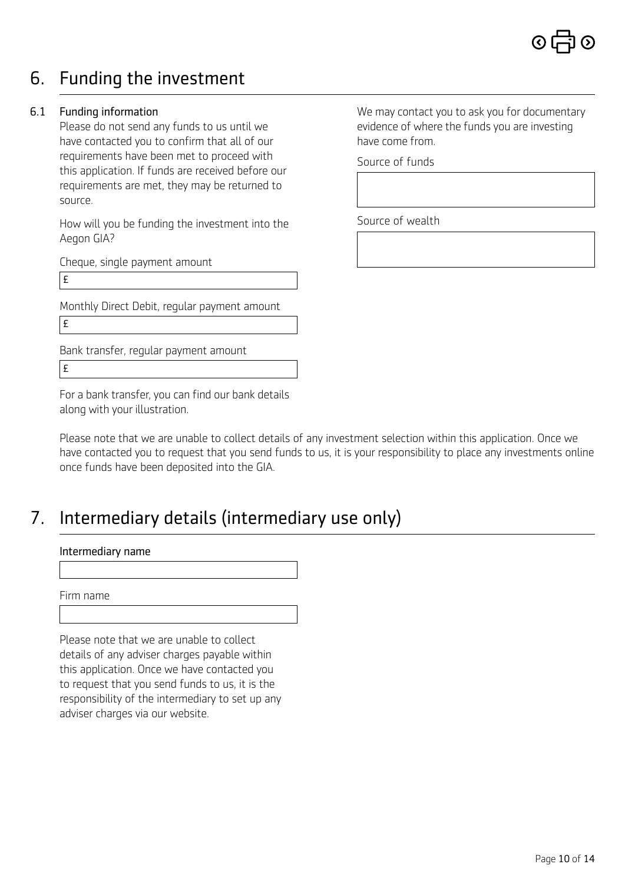# 6. Funding the investment

### 6.1 Funding information

Please do not send any funds to us until we have contacted you to confirm that all of our requirements have been met to proceed with this application. If funds are received before our requirements are met, they may be returned to source.

How will you be funding the investment into the Aegon GIA?

Cheque, single payment amount

£

Monthly Direct Debit, regular payment amount

£

Bank transfer, regular payment amount

£

For a bank transfer, you can find our bank details along with your illustration.

We may contact you to ask you for documentary evidence of where the funds you are investing have come from.

Source of funds

Source of wealth

Please note that we are unable to collect details of any investment selection within this application. Once we have contacted you to request that you send funds to us, it is your responsibility to place any investments online once funds have been deposited into the GIA.

# 7. Intermediary details (intermediary use only)

Intermediary name

Firm name

Please note that we are unable to collect details of any adviser charges payable within this application. Once we have contacted you to request that you send funds to us, it is the responsibility of the intermediary to set up any adviser charges via our website.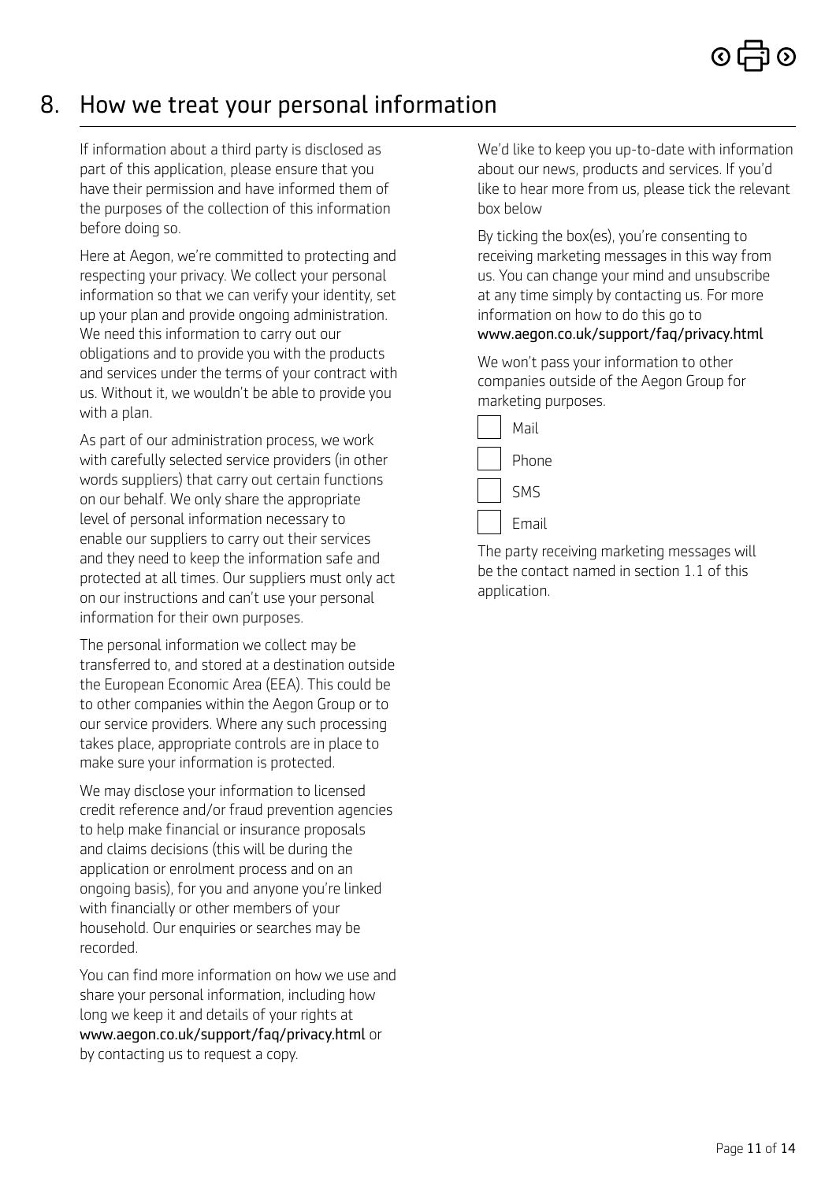# 8. How we treat your personal information

If information about a third party is disclosed as part of this application, please ensure that you have their permission and have informed them of the purposes of the collection of this information before doing so.

Here at Aegon, we're committed to protecting and respecting your privacy. We collect your personal information so that we can verify your identity, set up your plan and provide ongoing administration. We need this information to carry out our obligations and to provide you with the products and services under the terms of your contract with us. Without it, we wouldn't be able to provide you with a plan.

As part of our administration process, we work with carefully selected service providers (in other words suppliers) that carry out certain functions on our behalf. We only share the appropriate level of personal information necessary to enable our suppliers to carry out their services and they need to keep the information safe and protected at all times. Our suppliers must only act on our instructions and can't use your personal information for their own purposes.

The personal information we collect may be transferred to, and stored at a destination outside the European Economic Area (EEA). This could be to other companies within the Aegon Group or to our service providers. Where any such processing takes place, appropriate controls are in place to make sure your information is protected.

We may disclose your information to licensed credit reference and/or fraud prevention agencies to help make financial or insurance proposals and claims decisions (this will be during the application or enrolment process and on an ongoing basis), for you and anyone you're linked with financially or other members of your household. Our enquiries or searches may be recorded.

You can find more information on how we use and share your personal information, including how long we keep it and details of your rights at www.aegon.co.uk/support/faq/privacy.html or by contacting us to request a copy.

We'd like to keep you up-to-date with information about our news, products and services. If you'd like to hear more from us, please tick the relevant box below

By ticking the box(es), you're consenting to receiving marketing messages in this way from us. You can change your mind and unsubscribe at any time simply by contacting us. For more information on how to do this go to www.aegon.co.uk/support/faq/privacy.html

We won't pass your information to other companies outside of the Aegon Group for marketing purposes.

- ☐ Mail
- ☐ Phone
- ☐ SMS
- ☐ Email

The party receiving marketing messages will be the contact named in section 1.1 of this application.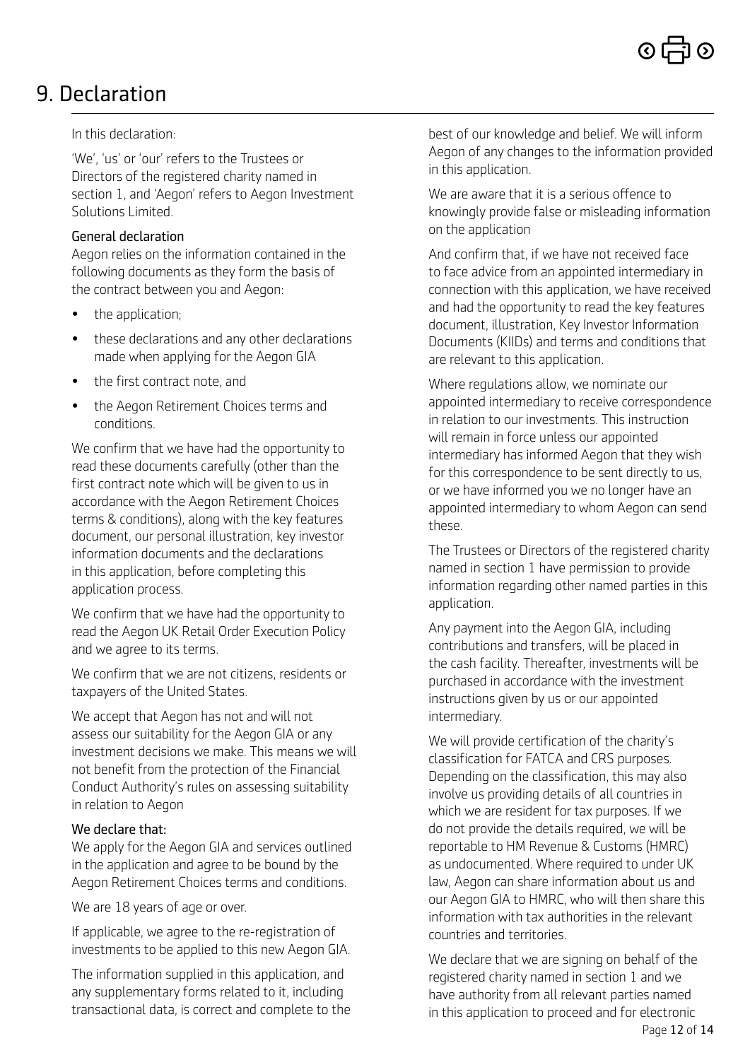# 9. Declaration

In this declaration:

'We', 'us' or 'our' refers to the Trustees or Directors of the registered charity named in section 1, and 'Aegon' refers to Aegon Investment Solutions Limited.

### General declaration

Aegon relies on the information contained in the following documents as they form the basis of the contract between you and Aegon:

- the application;
- these declarations and any other declarations made when applying for the Aegon GIA
- the first contract note, and
- the Aegon Retirement Choices terms and conditions.

We confirm that we have had the opportunity to read these documents carefully (other than the first contract note which will be given to us in accordance with the Aegon Retirement Choices terms & conditions), along with the key features document, our personal illustration, key investor information documents and the declarations in this application, before completing this application process.

We confirm that we have had the opportunity to read the Aegon UK Retail Order Execution Policy and we agree to its terms.

We confirm that we are not citizens, residents or taxpayers of the United States.

We accept that Aegon has not and will not assess our suitability for the Aegon GIA or any investment decisions we make. This means we will not benefit from the protection of the Financial Conduct Authority's rules on assessing suitability in relation to Aegon

### We declare that:

We apply for the Aegon GIA and services outlined in the application and agree to be bound by the Aegon Retirement Choices terms and conditions.

We are 18 years of age or over.

If applicable, we agree to the re-registration of investments to be applied to this new Aegon GIA.

The information supplied in this application, and any supplementary forms related to it, including transactional data, is correct and complete to the best of our knowledge and belief. We will inform Aegon of any changes to the information provided in this application.

We are aware that it is a serious offence to knowingly provide false or misleading information on the application

And confirm that, if we have not received face to face advice from an appointed intermediary in connection with this application, we have received and had the opportunity to read the key features document, illustration, Key Investor Information Documents (KIIDs) and terms and conditions that are relevant to this application.

Where regulations allow, we nominate our appointed intermediary to receive correspondence in relation to our investments. This instruction will remain in force unless our appointed intermediary has informed Aegon that they wish for this correspondence to be sent directly to us, or we have informed you we no longer have an appointed intermediary to whom Aegon can send these.

The Trustees or Directors of the registered charity named in section 1 have permission to provide information regarding other named parties in this application.

Any payment into the Aegon GIA, including contributions and transfers, will be placed in the cash facility. Thereafter, investments will be purchased in accordance with the investment instructions given by us or our appointed intermediary.

We will provide certification of the charity's classification for FATCA and CRS purposes. Depending on the classification, this may also involve us providing details of all countries in which we are resident for tax purposes. If we do not provide the details required, we will be reportable to HM Revenue & Customs (HMRC) as undocumented. Where required to under UK law, Aegon can share information about us and our Aegon GIA to HMRC, who will then share this information with tax authorities in the relevant countries and territories.

We declare that we are signing on behalf of the registered charity named in section 1 and we have authority from all relevant parties named in this application to proceed and for electronic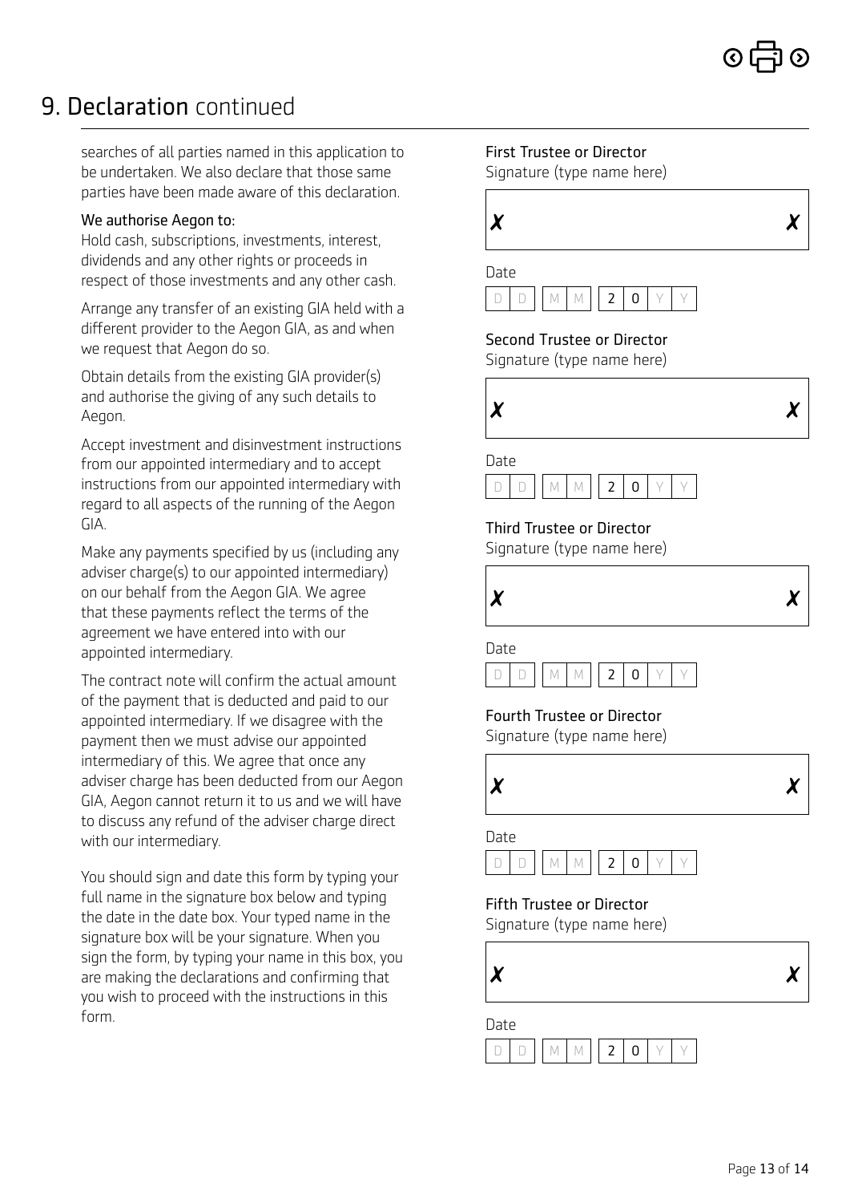## 9. Declaration continued

searches of all parties named in this application to be undertaken. We also declare that those same parties have been made aware of this declaration.

We authorise Aegon to:

Hold cash, subscriptions, investments, interest, dividends and any other rights or proceeds in respect of those investments and any other cash.

Arrange any transfer of an existing GIA held with a different provider to the Aegon GIA, as and when we request that Aegon do so.

Obtain details from the existing GIA provider(s) and authorise the giving of any such details to Aegon.

Accept investment and disinvestment instructions from our appointed intermediary and to accept instructions from our appointed intermediary with regard to all aspects of the running of the Aegon GIA.

Make any payments specified by us (including any adviser charge(s) to our appointed intermediary) on our behalf from the Aegon GIA. We agree that these payments reflect the terms of the agreement we have entered into with our appointed intermediary.

The contract note will confirm the actual amount of the payment that is deducted and paid to our appointed intermediary. If we disagree with the payment then we must advise our appointed intermediary of this. We agree that once any adviser charge has been deducted from our Aegon GIA, Aegon cannot return it to us and we will have to discuss any refund of the adviser charge direct with our intermediary.

You should sign and date this form by typing your full name in the signature box below and typing the date in the date box. Your typed name in the signature box will be your signature. When you sign the form, by typing your name in this box, you are making the declarations and confirming that you wish to proceed with the instructions in this form.

First Trustee or Director
Signature (type name here)

✗ ✗

Date
D D / M M / 2 0 Y Y

Second Trustee or Director
Signature (type name here)

✗ ✗

Date
D D / M M / 2 0 Y Y

Third Trustee or Director
Signature (type name here)

✗ ✗

Date
D D / M M / 2 0 Y Y

Fourth Trustee or Director
Signature (type name here)

✗ ✗

Date
D D / M M / 2 0 Y Y

Fifth Trustee or Director
Signature (type name here)

✗ ✗

Date
D D / M M / 2 0 Y Y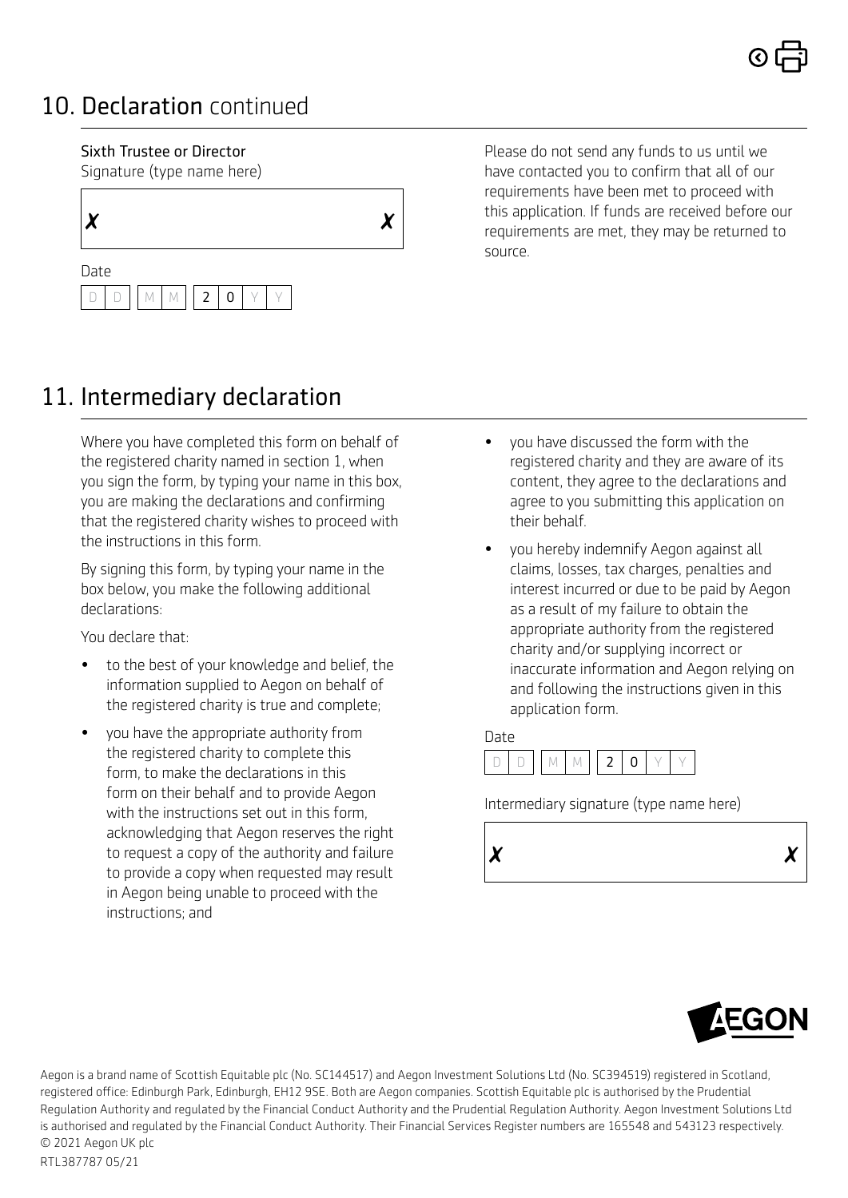## 10. Declaration continued

**Sixth Trustee or Director**

Signature (type name here)

✗ ✗

Date

D D M M 2 0 Y Y

Please do not send any funds to us until we have contacted you to confirm that all of our requirements have been met to proceed with this application. If funds are received before our requirements are met, they may be returned to source.

## 11. Intermediary declaration

Where you have completed this form on behalf of the registered charity named in section 1, when you sign the form, by typing your name in this box, you are making the declarations and confirming that the registered charity wishes to proceed with the instructions in this form.

By signing this form, by typing your name in the box below, you make the following additional declarations:

You declare that:

- to the best of your knowledge and belief, the information supplied to Aegon on behalf of the registered charity is true and complete;
- you have the appropriate authority from the registered charity to complete this form, to make the declarations in this form on their behalf and to provide Aegon with the instructions set out in this form, acknowledging that Aegon reserves the right to request a copy of the authority and failure to provide a copy when requested may result in Aegon being unable to proceed with the instructions; and
- you have discussed the form with the registered charity and they are aware of its content, they agree to the declarations and agree to you submitting this application on their behalf.
- you hereby indemnify Aegon against all claims, losses, tax charges, penalties and interest incurred or due to be paid by Aegon as a result of my failure to obtain the appropriate authority from the registered charity and/or supplying incorrect or inaccurate information and Aegon relying on and following the instructions given in this application form.

Date

D D M M 2 0 Y Y

Intermediary signature (type name here)

✗ ✗

AEGON

Aegon is a brand name of Scottish Equitable plc (No. SC144517) and Aegon Investment Solutions Ltd (No. SC394519) registered in Scotland, registered office: Edinburgh Park, Edinburgh, EH12 9SE. Both are Aegon companies. Scottish Equitable plc is authorised by the Prudential Regulation Authority and regulated by the Financial Conduct Authority and the Prudential Regulation Authority. Aegon Investment Solutions Ltd is authorised and regulated by the Financial Conduct Authority. Their Financial Services Register numbers are 165548 and 543123 respectively.
© 2021 Aegon UK plc

RTL387787 05/21